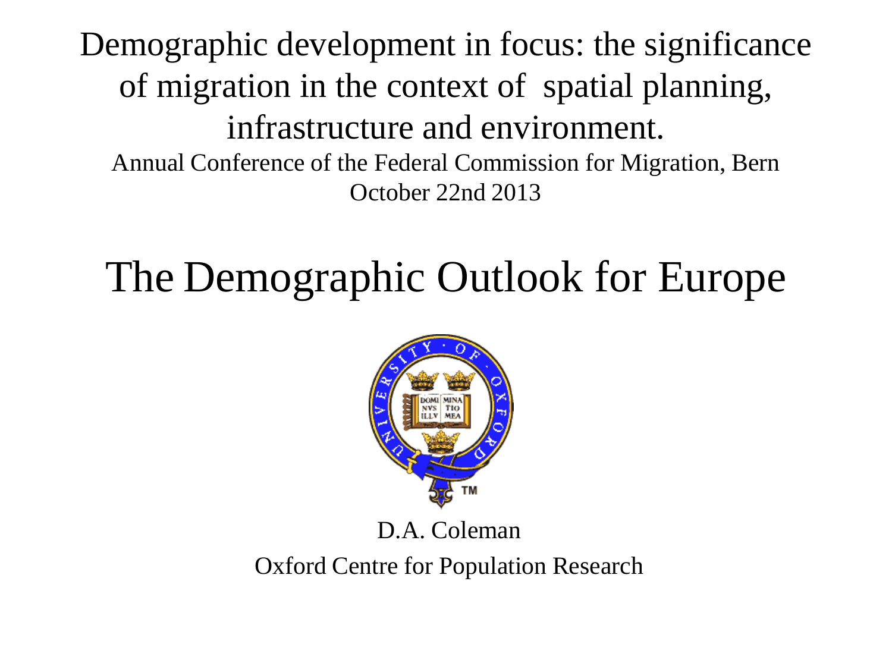Demographic development in focus: the significance of migration in the context of spatial planning, infrastructure and environment.

Annual Conference of the Federal Commission for Migration, Bern

October 22nd 2013

# The Demographic Outlook for Europe

D.A. Coleman

Oxford Centre for Population Research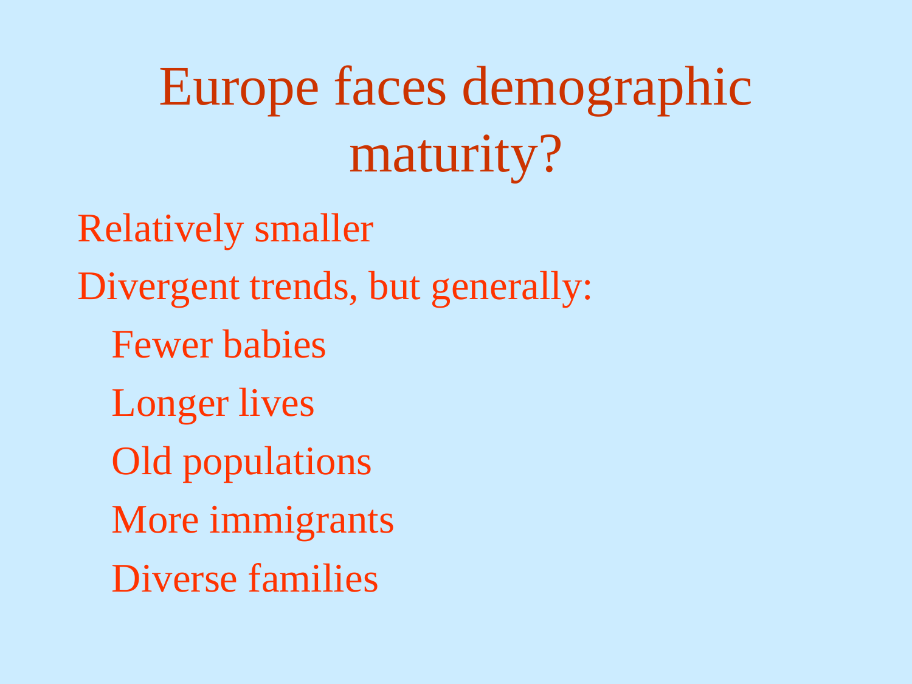# Europe faces demographic maturity?

Relatively smaller

Divergent trends, but generally:

- Fewer babies
- Longer lives
- Old populations
- More immigrants
- Diverse families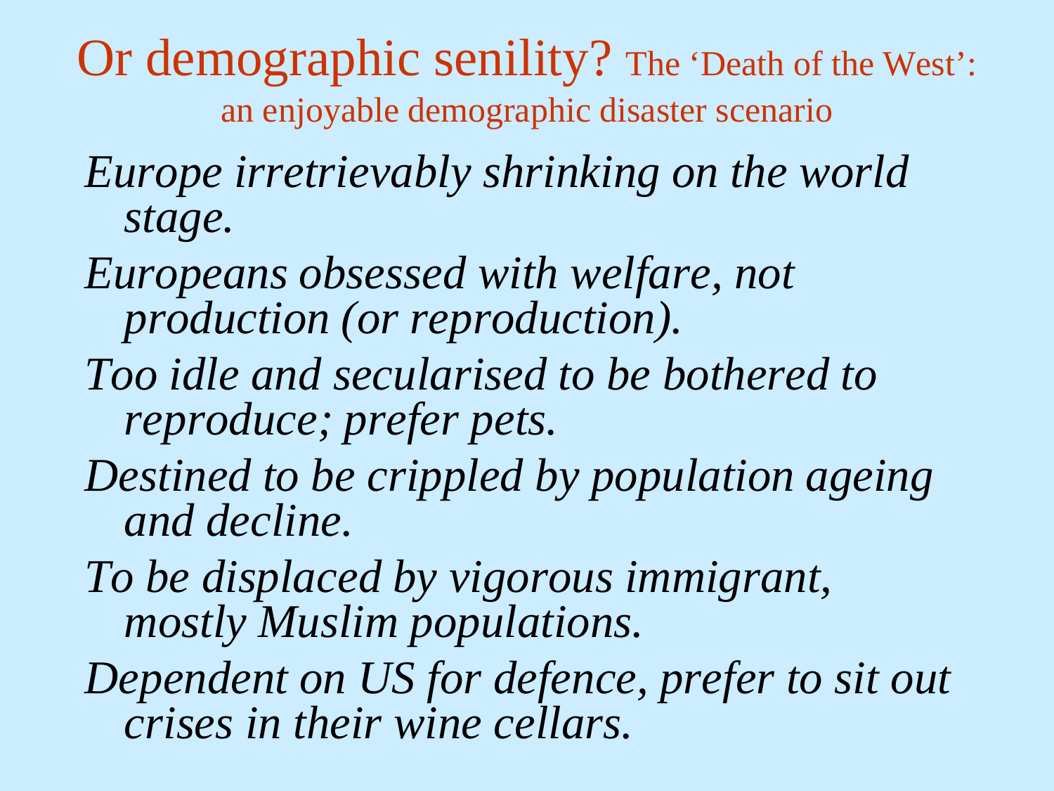# Or demographic senility? The 'Death of the West': an enjoyable demographic disaster scenario

*Europe irretrievably shrinking on the world stage.*

*Europeans obsessed with welfare, not production (or reproduction).*

*Too idle and secularised to be bothered to reproduce; prefer pets.*

*Destined to be crippled by population ageing and decline.*

*To be displaced by vigorous immigrant, mostly Muslim populations.*

*Dependent on US for defence, prefer to sit out crises in their wine cellars.*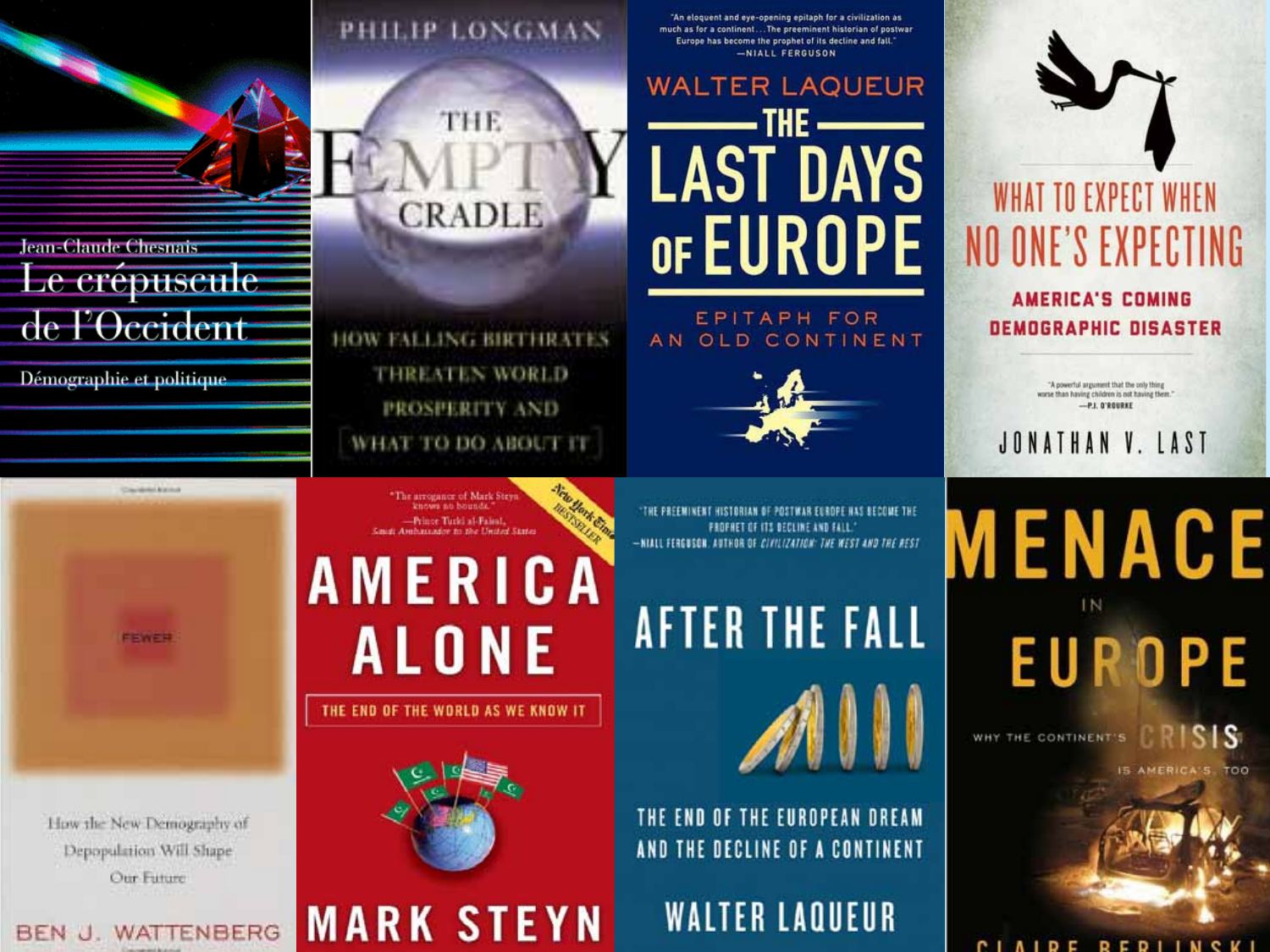Jean-Claude Chesnais

Le crépuscule de l'Occident

Démographie et politique

PHILIP LONGMAN

THE EMPTY CRADLE

HOW FALLING BIRTHRATES THREATEN WORLD PROSPERITY AND WHAT TO DO ABOUT IT

"An eloquent and eye-opening epitaph for a civilization as much as for a continent . . . The preeminent historian of postwar Europe has become the prophet of its decline and fall." —NIALL FERGUSON

WALTER LAQUEUR

THE LAST DAYS OF EUROPE

EPITAPH FOR AN OLD CONTINENT

WHAT TO EXPECT WHEN NO ONE'S EXPECTING

AMERICA'S COMING DEMOGRAPHIC DISASTER

"A powerful argument that the only thing worse than having children is not having them." —P.J. O'ROURKE

JONATHAN V. LAST

FEWER

How the New Demography of Depopulation Will Shape Our Future

BEN J. WATTENBERG

"The arrogance of Mark Steyn knows no bounds." —Prince Turki al-Faisal, Saudi Ambassador to the United States

New York Times BESTSELLER

AMERICA ALONE

THE END OF THE WORLD AS WE KNOW IT

MARK STEYN

"THE PREEMINENT HISTORIAN OF POSTWAR EUROPE HAS BECOME THE PROPHET OF ITS DECLINE AND FALL." —NIALL FERGUSON, AUTHOR OF *CIVILIZATION: THE WEST AND THE REST*

AFTER THE FALL

THE END OF THE EUROPEAN DREAM AND THE DECLINE OF A CONTINENT

WALTER LAQUEUR

MENACE IN EUROPE

WHY THE CONTINENT'S CRISIS IS AMERICA'S, TOO

CLAIRE BERLINSKI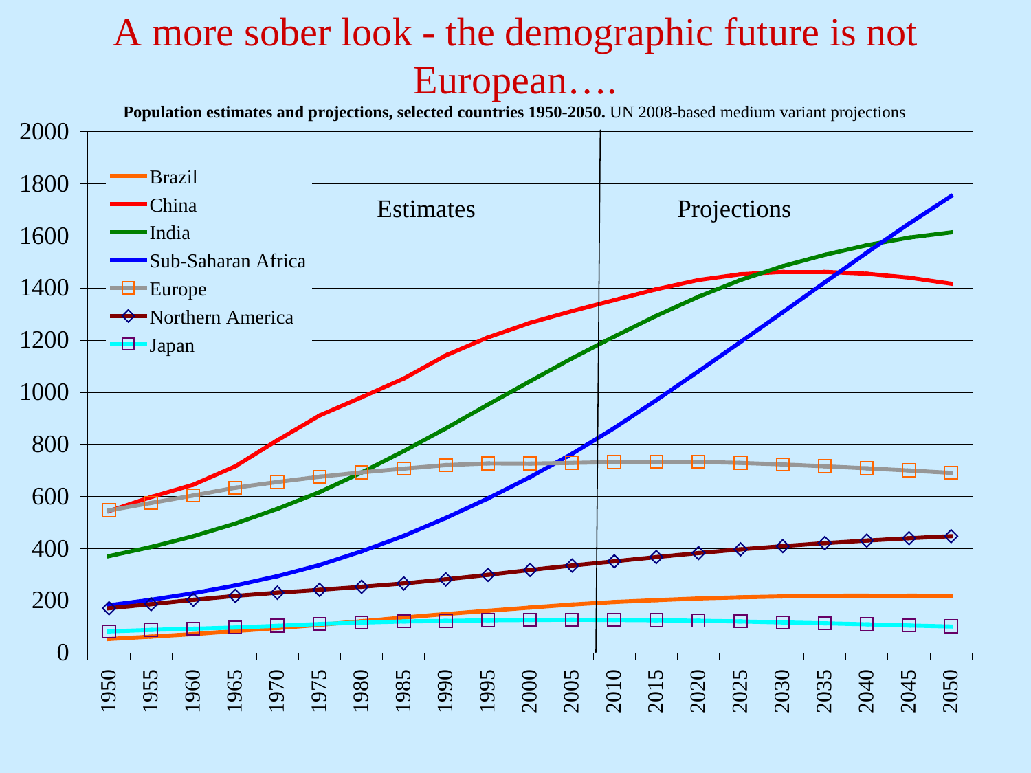# A more sober look - the demographic future is not European….

**Population estimates and projections, selected countries 1950-2050.** UN 2008-based medium variant projections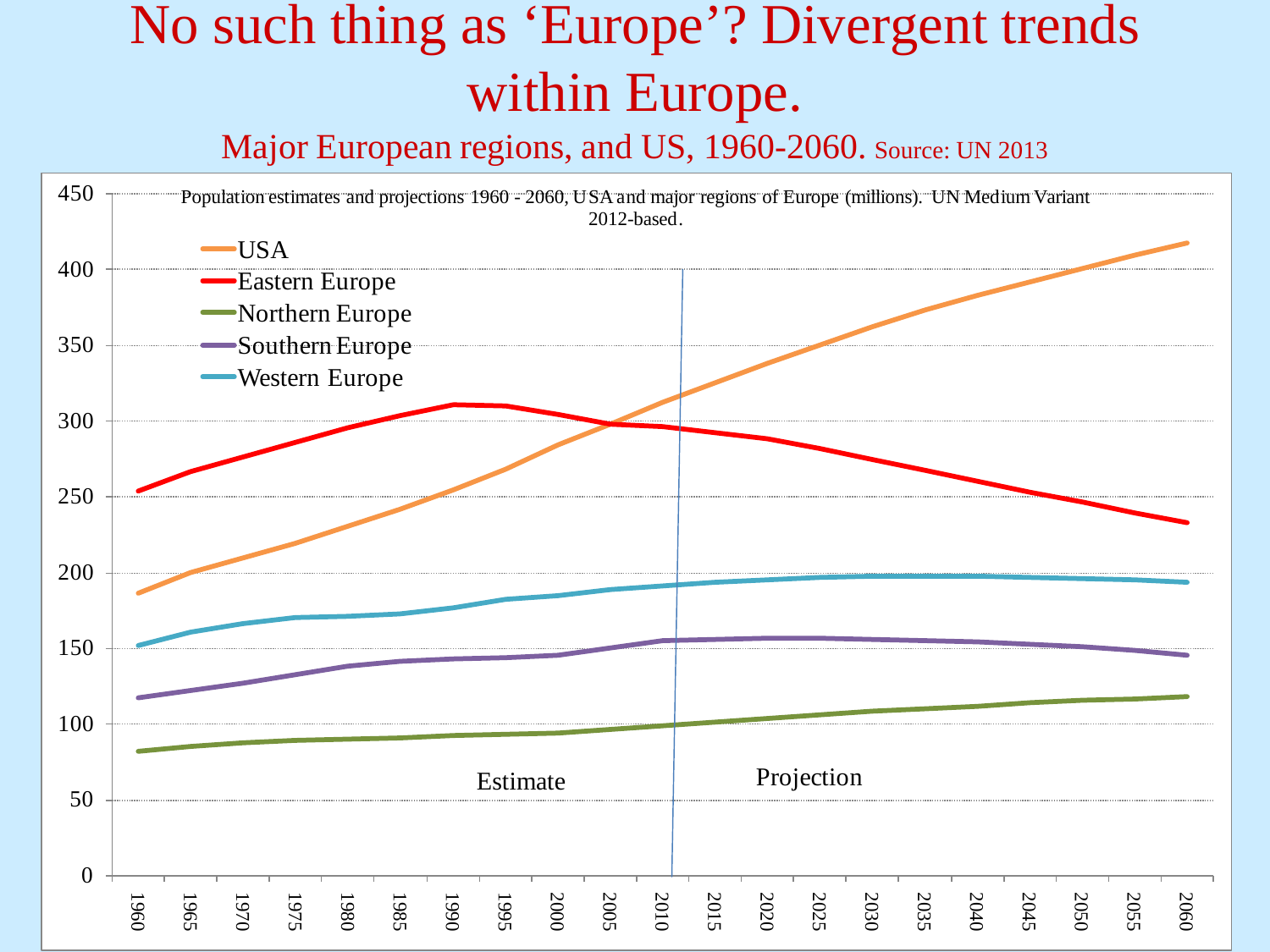# No such thing as 'Europe'? Divergent trends within Europe.

## Major European regions, and US, 1960-2060. Source: UN 2013

Population estimates and projections 1960 - 2060, USA and major regions of Europe (millions). UN Medium Variant 2012-based.

- USA
- Eastern Europe
- Northern Europe
- Southern Europe
- Western Europe

Estimate

Projection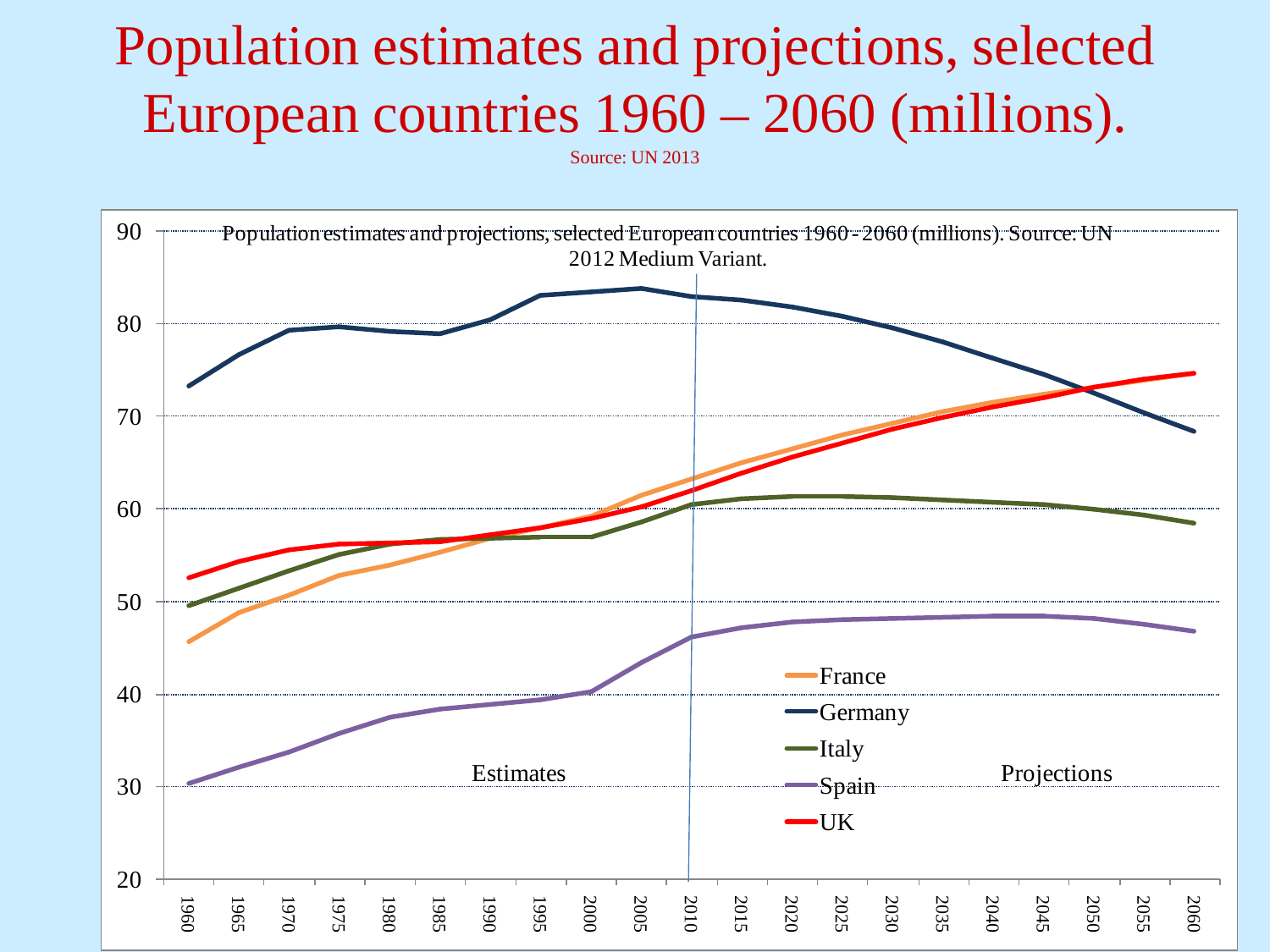# Population estimates and projections, selected European countries 1960 – 2060 (millions).

Source: UN 2013

Population estimates and projections, selected European countries 1960 - 2060 (millions). Source: UN 2012 Medium Variant.

Estimates

Projections

France
Germany
Italy
Spain
UK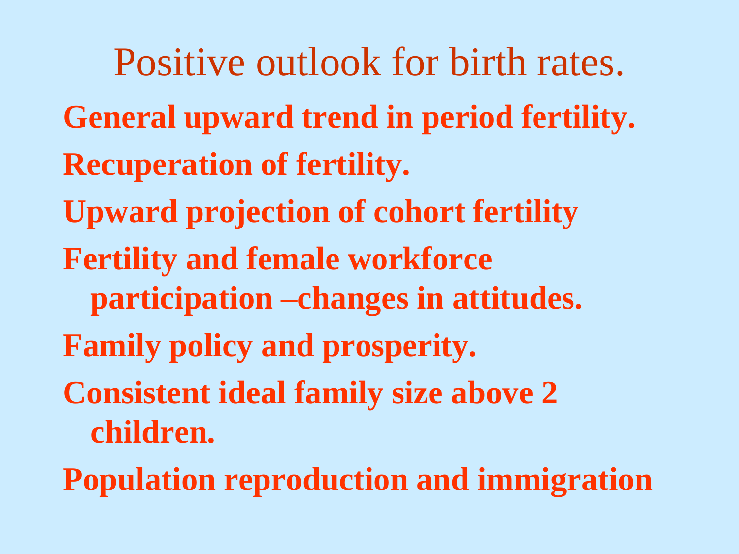# Positive outlook for birth rates.

**General upward trend in period fertility.**

**Recuperation of fertility.**

**Upward projection of cohort fertility**

**Fertility and female workforce participation –changes in attitudes.**

**Family policy and prosperity.**

**Consistent ideal family size above 2 children.**

**Population reproduction and immigration**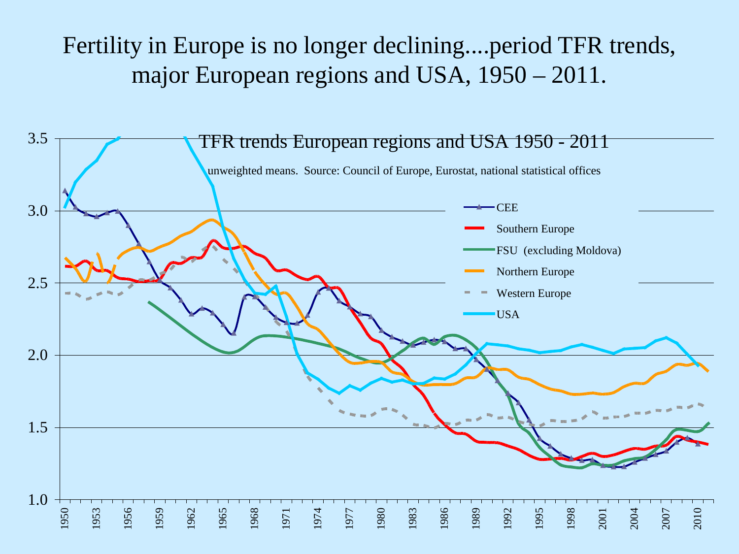# Fertility in Europe is no longer declining....period TFR trends, major European regions and USA, 1950 – 2011.

TFR trends European regions and USA 1950 - 2011

unweighted means. Source: Council of Europe, Eurostat, national statistical offices

- CEE
- Southern Europe
- FSU (excluding Moldova)
- Northern Europe
- Western Europe
- USA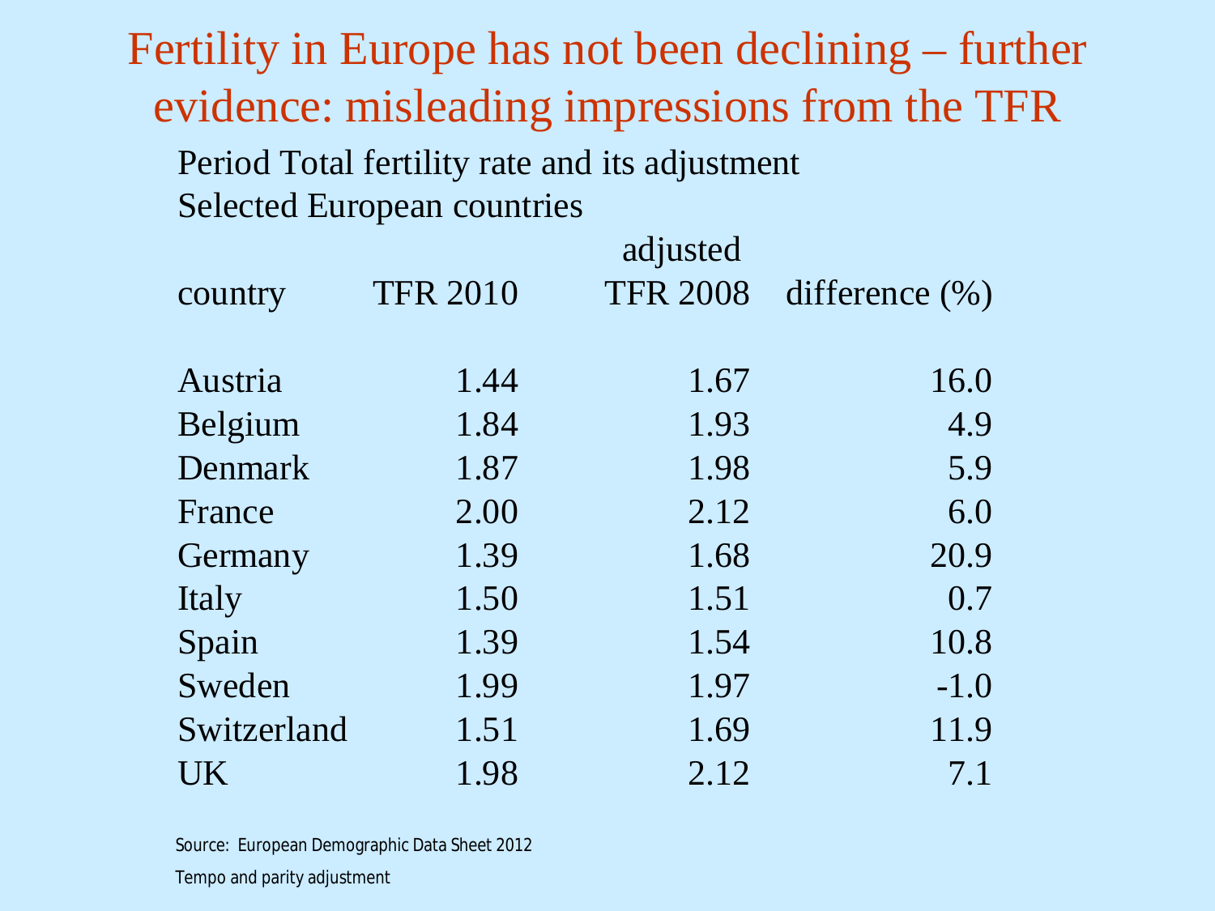# Fertility in Europe has not been declining – further evidence: misleading impressions from the TFR

Period Total fertility rate and its adjustment
Selected European countries

| country | TFR 2010 | adjusted TFR 2008 | difference (%) |
|---|---|---|---|
| Austria | 1.44 | 1.67 | 16.0 |
| Belgium | 1.84 | 1.93 | 4.9 |
| Denmark | 1.87 | 1.98 | 5.9 |
| France | 2.00 | 2.12 | 6.0 |
| Germany | 1.39 | 1.68 | 20.9 |
| Italy | 1.50 | 1.51 | 0.7 |
| Spain | 1.39 | 1.54 | 10.8 |
| Sweden | 1.99 | 1.97 | -1.0 |
| Switzerland | 1.51 | 1.69 | 11.9 |
| UK | 1.98 | 2.12 | 7.1 |

Source: European Demographic Data Sheet 2012

Tempo and parity adjustment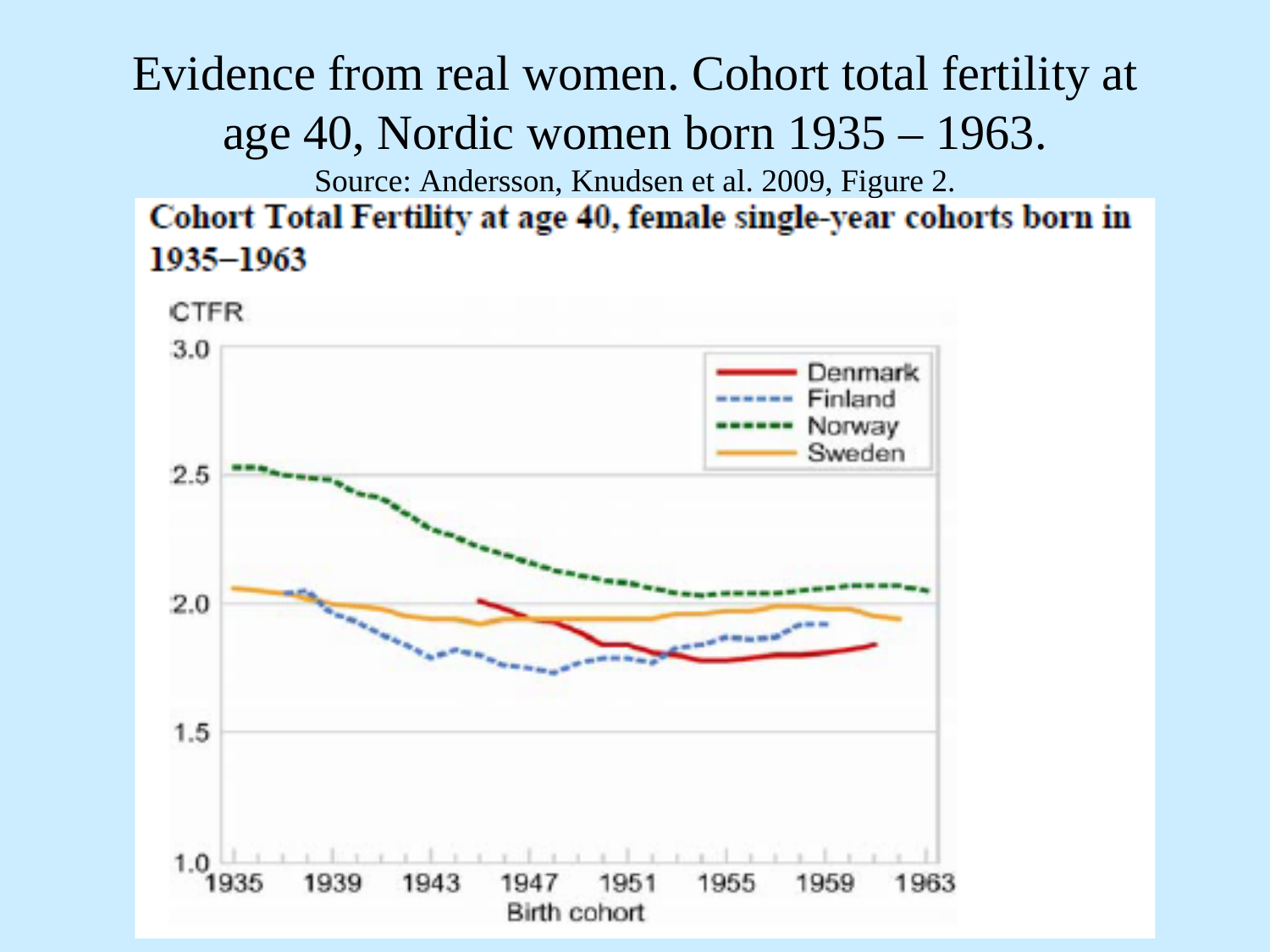# Evidence from real women. Cohort total fertility at age 40, Nordic women born 1935 – 1963.

Source: Andersson, Knudsen et al. 2009, Figure 2.

**Cohort Total Fertility at age 40, female single-year cohorts born in 1935–1963**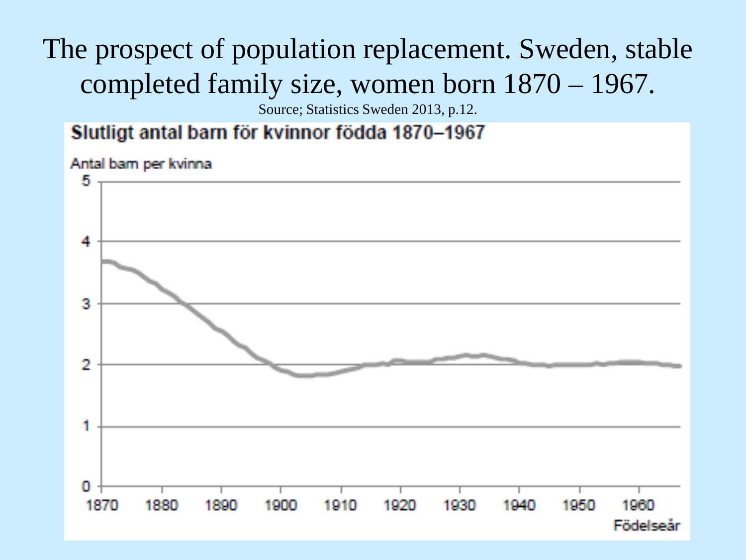# The prospect of population replacement. Sweden, stable completed family size, women born 1870 – 1967.

Source; Statistics Sweden 2013, p.12.

**Slutligt antal barn för kvinnor födda 1870–1967**

Antal barn per kvinna

Födelseår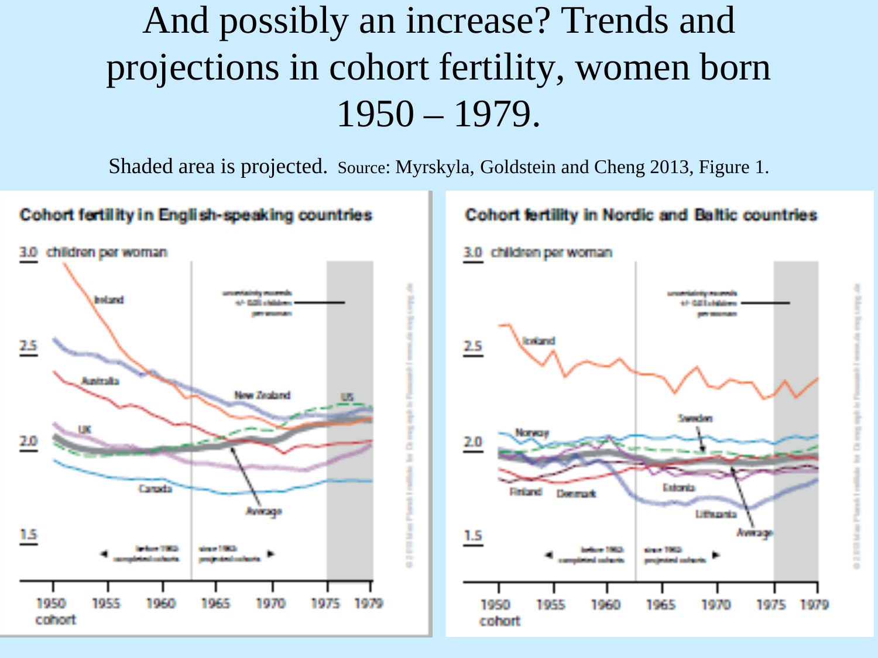# And possibly an increase? Trends and projections in cohort fertility, women born 1950 – 1979.

Shaded area is projected. Source: Myrskyla, Goldstein and Cheng 2013, Figure 1.

**Cohort fertility in English-speaking countries**

**Cohort fertility in Nordic and Baltic countries**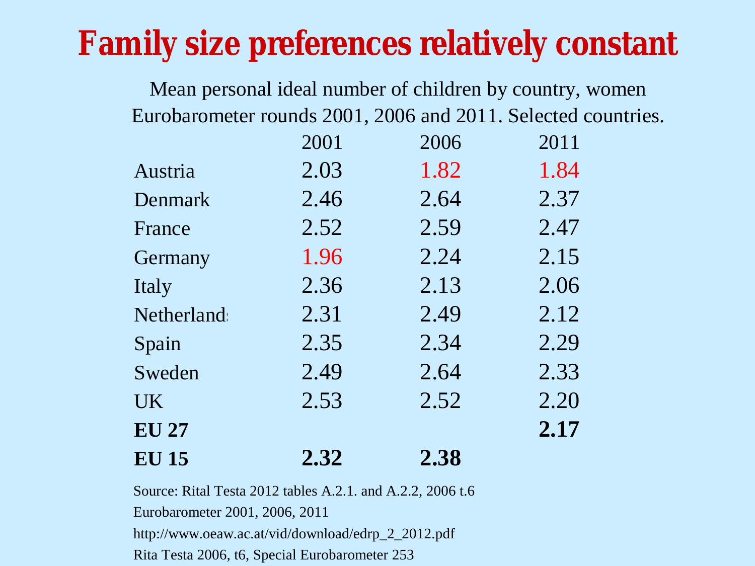# Family size preferences relatively constant

Mean personal ideal number of children by country, women
Eurobarometer rounds 2001, 2006 and 2011. Selected countries.

| | 2001 | 2006 | 2011 |
|---|---|---|---|
| Austria | 2.03 | 1.82 | 1.84 |
| Denmark | 2.46 | 2.64 | 2.37 |
| France | 2.52 | 2.59 | 2.47 |
| Germany | 1.96 | 2.24 | 2.15 |
| Italy | 2.36 | 2.13 | 2.06 |
| Netherlands | 2.31 | 2.49 | 2.12 |
| Spain | 2.35 | 2.34 | 2.29 |
| Sweden | 2.49 | 2.64 | 2.33 |
| UK | 2.53 | 2.52 | 2.20 |
| **EU 27** | | | **2.17** |
| **EU 15** | **2.32** | **2.38** | |

Source: Rital Testa 2012 tables A.2.1. and A.2.2, 2006 t.6

Eurobarometer 2001, 2006, 2011

http://www.oeaw.ac.at/vid/download/edrp_2_2012.pdf

Rita Testa 2006, t6, Special Eurobarometer 253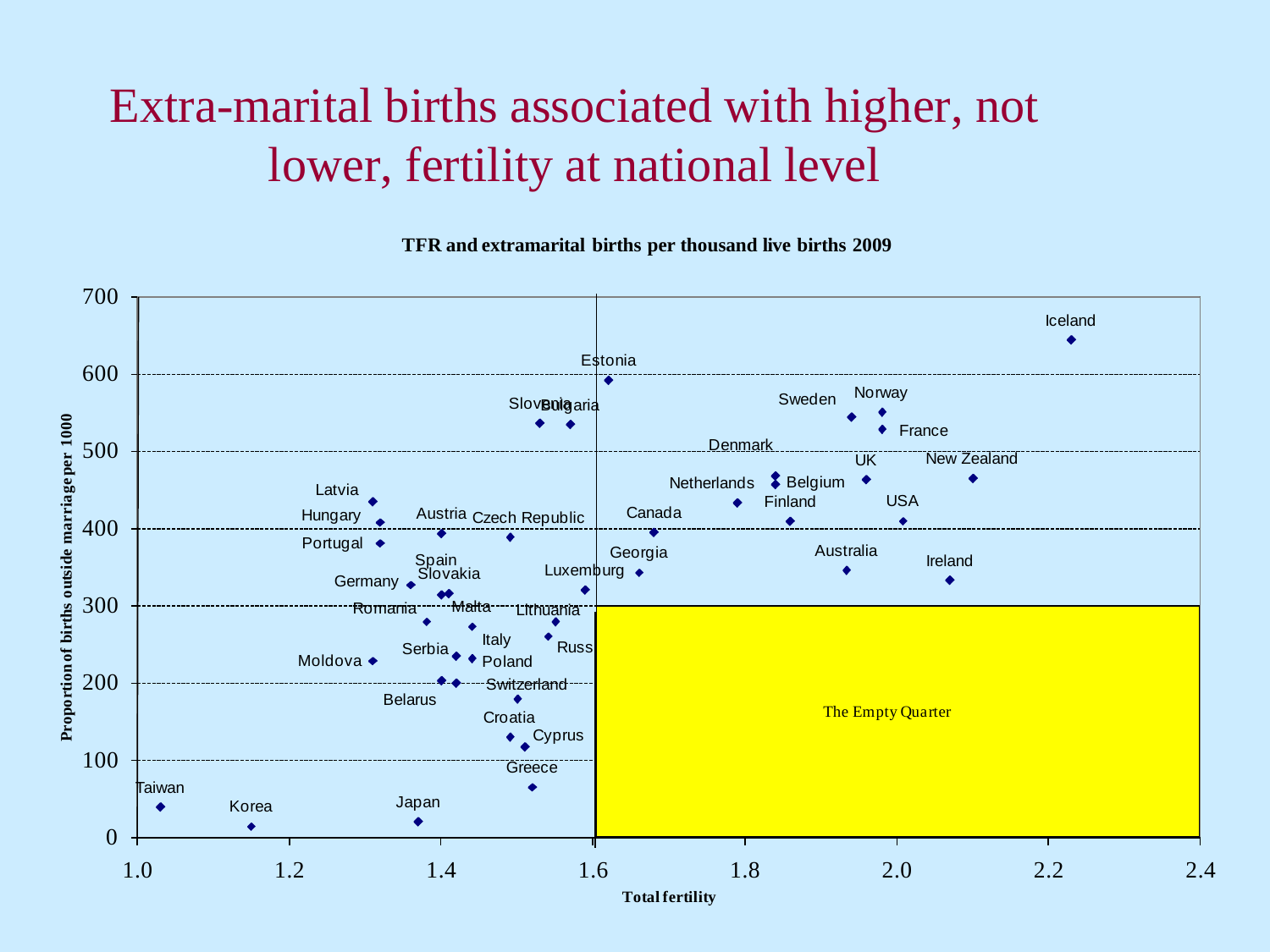# Extra-marital births associated with higher, not lower, fertility at national level

**TFR and extramarital births per thousand live births 2009**

Proportion of births outside marriage per 1000

Total fertility

The Empty Quarter

Iceland, Estonia, Slovenia, Bulgaria, Sweden, Norway, France, Denmark, UK, New Zealand, Netherlands, Belgium, Finland, USA, Latvia, Hungary, Austria, Czech Republic, Canada, Portugal, Georgia, Australia, Spain, Ireland, Slovakia, Luxemburg, Germany, Romania, Malta, Lithuania, Italy, Russ, Serbia, Moldova, Poland, Switzerland, Belarus, Croatia, Cyprus, Greece, Taiwan, Japan, Korea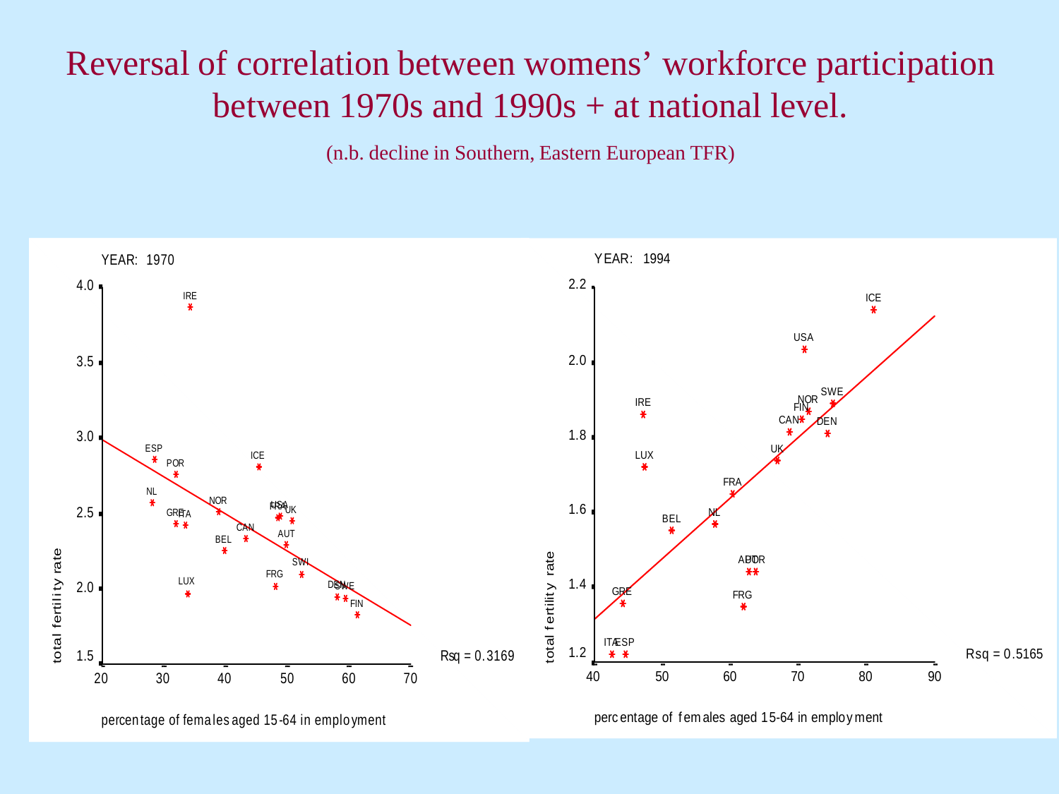# Reversal of correlation between womens' workforce participation between 1970s and 1990s + at national level.

(n.b. decline in Southern, Eastern European TFR)

YEAR: 1970

total fertility rate

percentage of females aged 15-64 in employment

Rsq = 0.3169

YEAR: 1994

total fertility rate

percentage of females aged 15-64 in employment

Rsq = 0.5165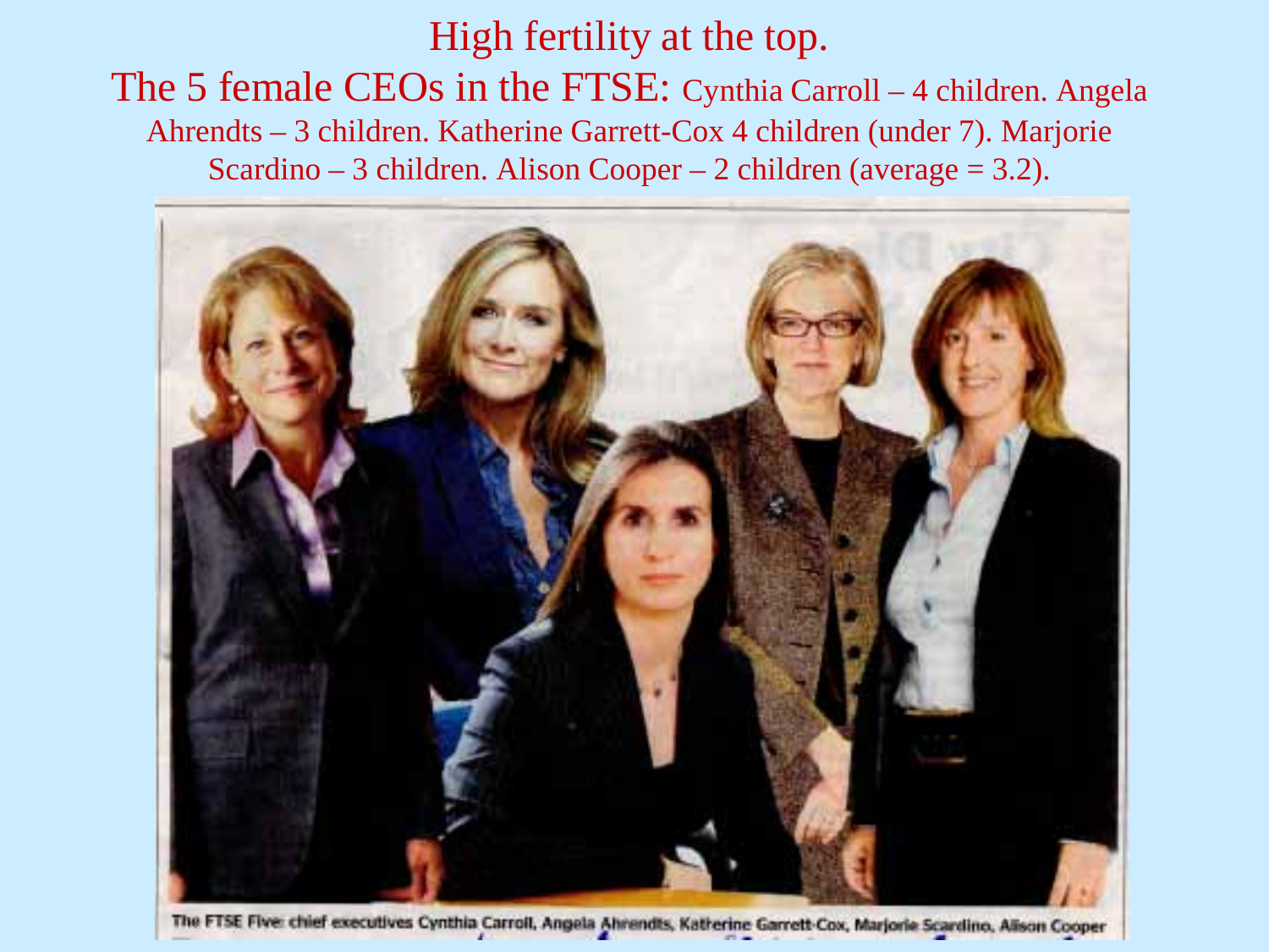# High fertility at the top.

## The 5 female CEOs in the FTSE: Cynthia Carroll – 4 children. Angela Ahrendts – 3 children. Katherine Garrett-Cox 4 children (under 7). Marjorie Scardino – 3 children. Alison Cooper – 2 children (average = 3.2).

The FTSE Five: chief executives Cynthia Carroll, Angela Ahrendts, Katherine Garrett-Cox, Marjorie Scardino, Alison Cooper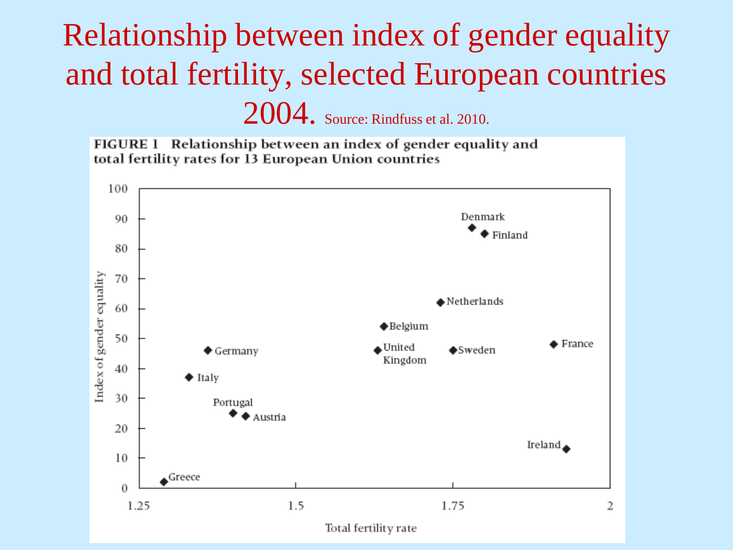# Relationship between index of gender equality and total fertility, selected European countries 2004. Source: Rindfuss et al. 2010.

**FIGURE 1 Relationship between an index of gender equality and total fertility rates for 13 European Union countries**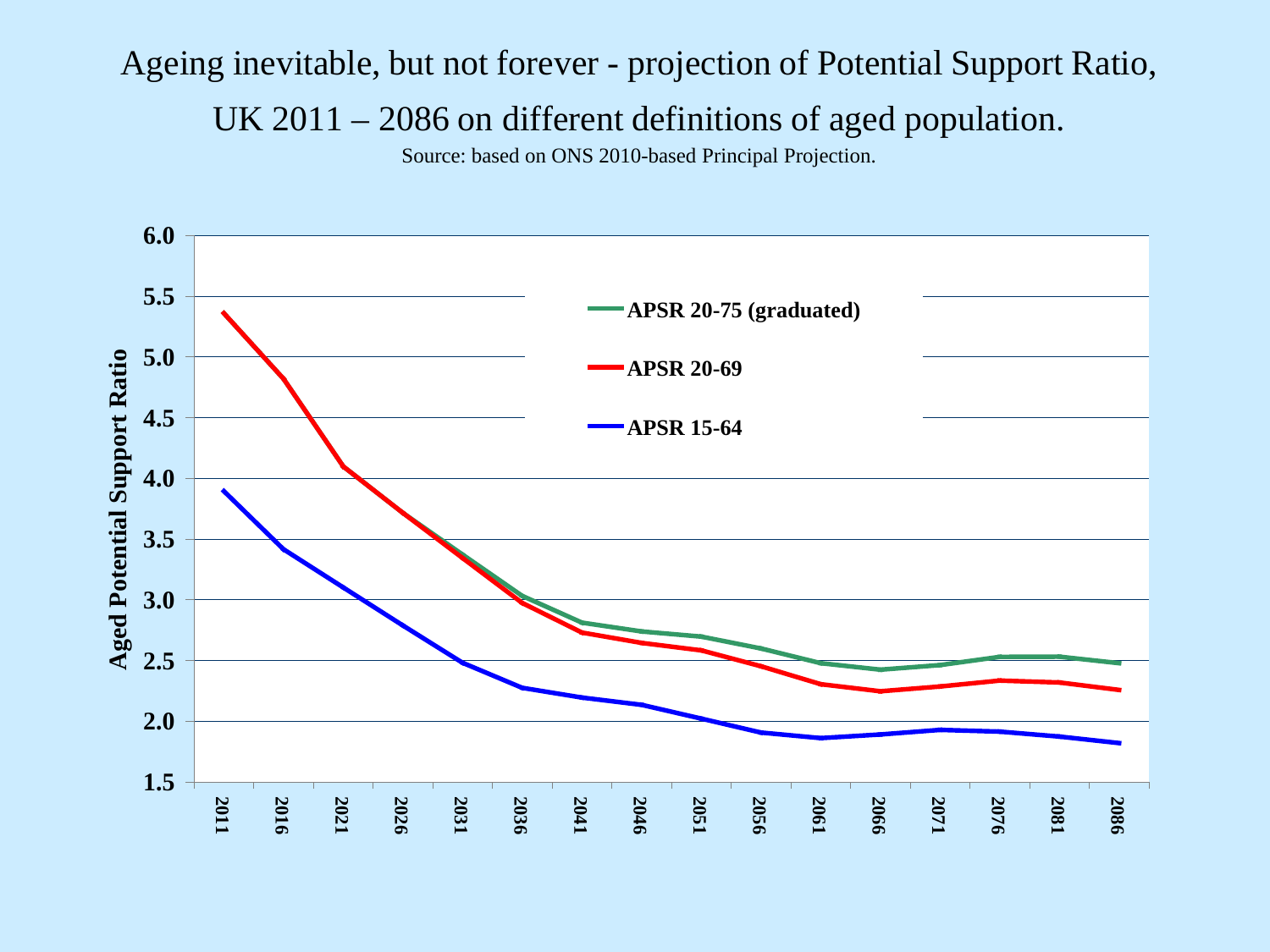# Ageing inevitable, but not forever - projection of Potential Support Ratio, UK 2011 – 2086 on different definitions of aged population.

Source: based on ONS 2010-based Principal Projection.

Aged Potential Support Ratio

- APSR 20-75 (graduated)
- APSR 20-69
- APSR 15-64

6.0, 5.5, 5.0, 4.5, 4.0, 3.5, 3.0, 2.5, 2.0, 1.5

2011, 2016, 2021, 2026, 2031, 2036, 2041, 2046, 2051, 2056, 2061, 2066, 2071, 2076, 2081, 2086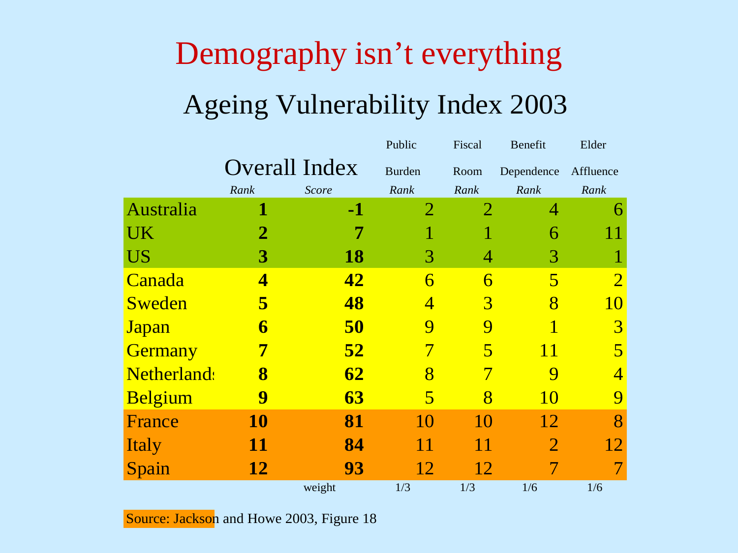# Demography isn't everything

## Ageing Vulnerability Index 2003

| | Overall Index | | Public Burden | Fiscal Room | Benefit Dependence | Elder Affluence |
|---|---|---|---|---|---|---|
| | *Rank* | *Score* | *Rank* | *Rank* | *Rank* | *Rank* |
| Australia | **1** | **-1** | 2 | 2 | 4 | 6 |
| UK | **2** | **7** | 1 | 1 | 6 | 11 |
| US | **3** | **18** | 3 | 4 | 3 | 1 |
| Canada | **4** | **42** | 6 | 6 | 5 | 2 |
| Sweden | **5** | **48** | 4 | 3 | 8 | 10 |
| Japan | **6** | **50** | 9 | 9 | 1 | 3 |
| Germany | **7** | **52** | 7 | 5 | 11 | 5 |
| Netherlands | **8** | **62** | 8 | 7 | 9 | 4 |
| Belgium | **9** | **63** | 5 | 8 | 10 | 9 |
| France | **10** | **81** | 10 | 10 | 12 | 8 |
| Italy | **11** | **84** | 11 | 11 | 2 | 12 |
| Spain | **12** | **93** | 12 | 12 | 7 | 7 |
| | | weight | 1/3 | 1/3 | 1/6 | 1/6 |

Source: Jackson and Howe 2003, Figure 18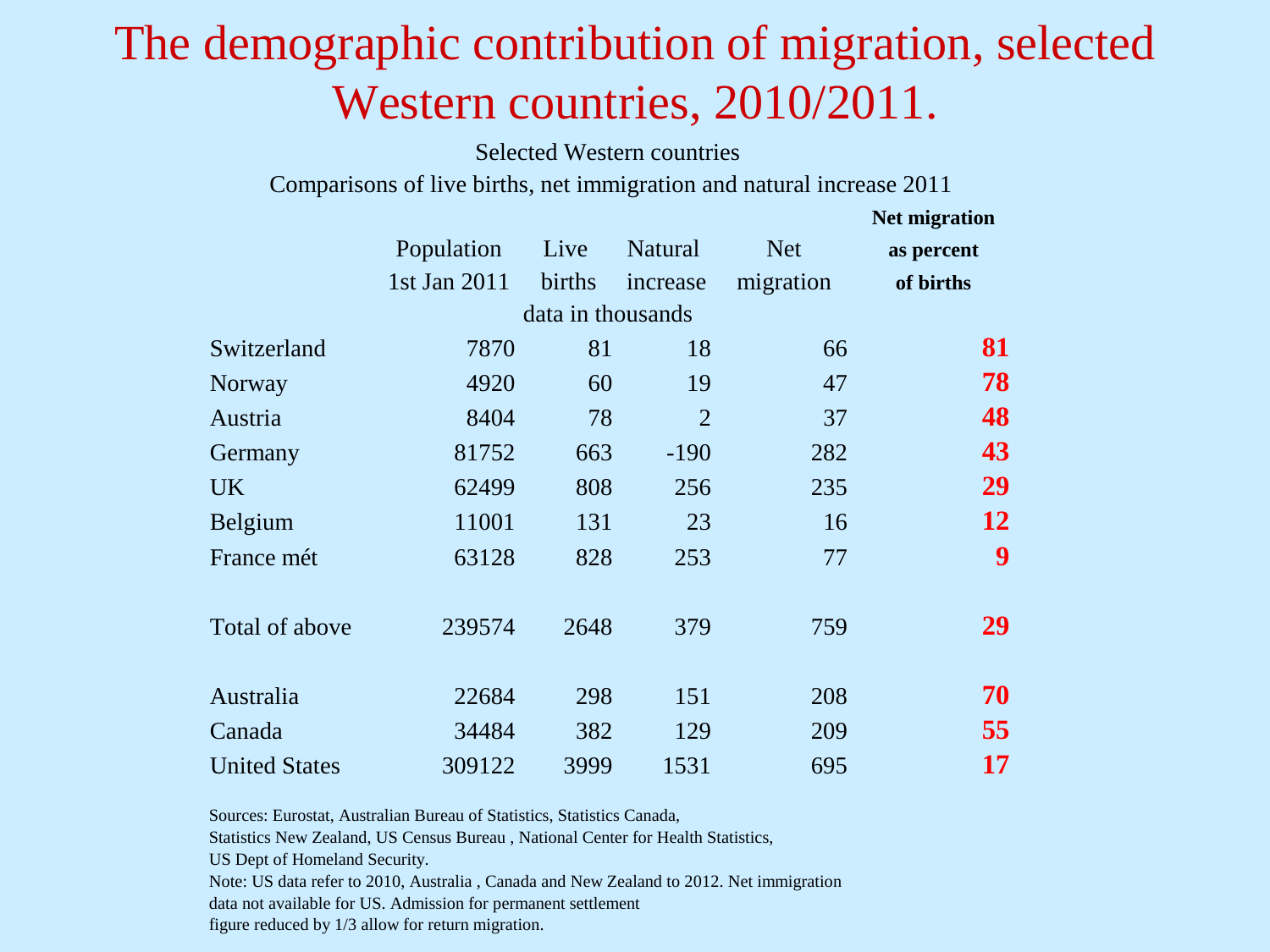# The demographic contribution of migration, selected Western countries, 2010/2011.

Selected Western countries

Comparisons of live births, net immigration and natural increase 2011

| | Population 1st Jan 2011 | Live births | Natural increase | Net migration | **Net migration as percent of births** |
|---|---|---|---|---|---|
| | data in thousands | | | | |
| Switzerland | 7870 | 81 | 18 | 66 | **81** |
| Norway | 4920 | 60 | 19 | 47 | **78** |
| Austria | 8404 | 78 | 2 | 37 | **48** |
| Germany | 81752 | 663 | -190 | 282 | **43** |
| UK | 62499 | 808 | 256 | 235 | **29** |
| Belgium | 11001 | 131 | 23 | 16 | **12** |
| France mét | 63128 | 828 | 253 | 77 | **9** |
| Total of above | 239574 | 2648 | 379 | 759 | **29** |
| Australia | 22684 | 298 | 151 | 208 | **70** |
| Canada | 34484 | 382 | 129 | 209 | **55** |
| United States | 309122 | 3999 | 1531 | 695 | **17** |

Sources: Eurostat, Australian Bureau of Statistics, Statistics Canada, Statistics New Zealand, US Census Bureau , National Center for Health Statistics, US Dept of Homeland Security.

Note: US data refer to 2010, Australia , Canada and New Zealand to 2012. Net immigration data not available for US. Admission for permanent settlement figure reduced by 1/3 allow for return migration.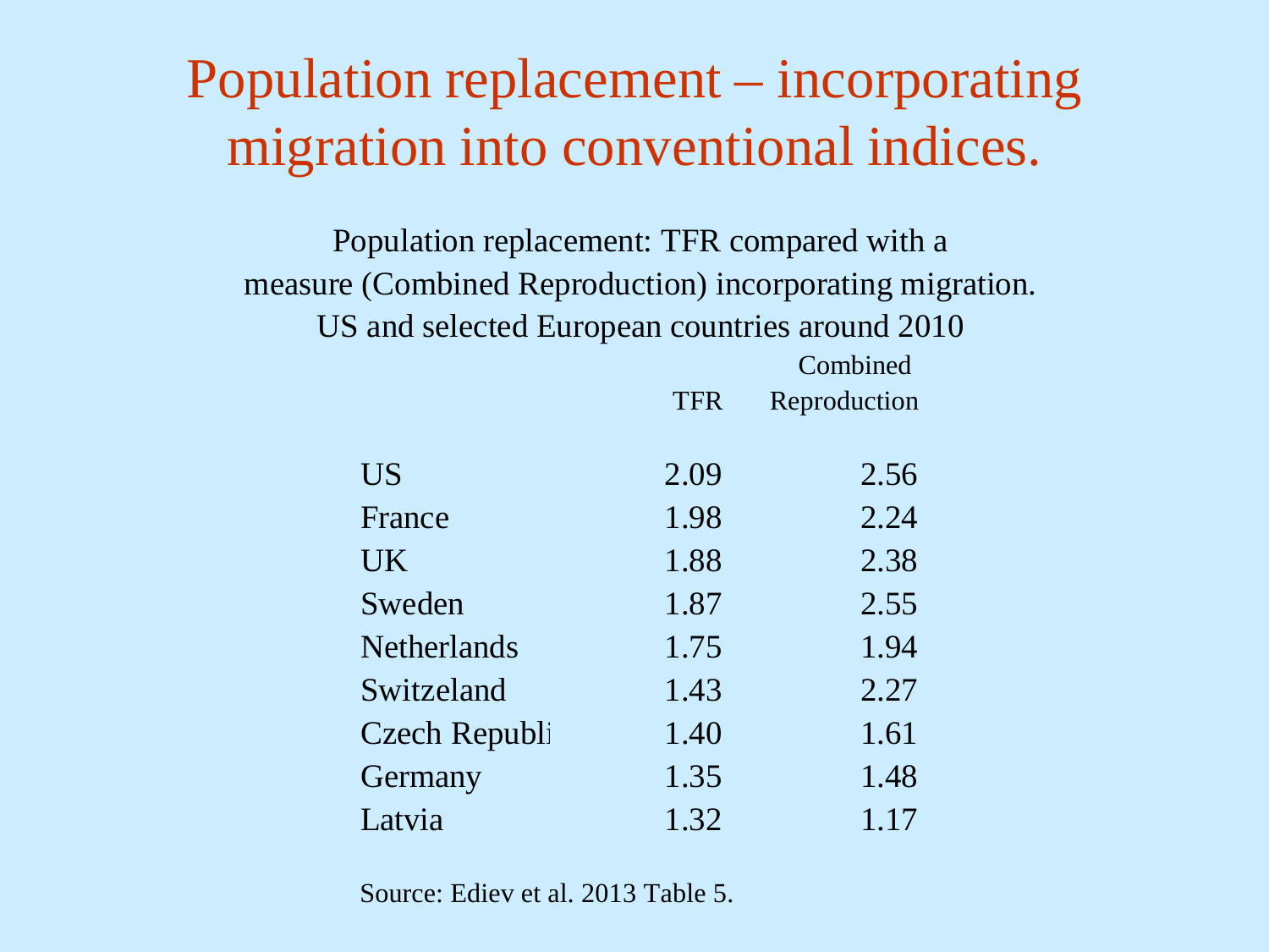# Population replacement – incorporating migration into conventional indices.

Population replacement: TFR compared with a measure (Combined Reproduction) incorporating migration. US and selected European countries around 2010

| | TFR | Combined Reproduction |
|---|---|---|
| US | 2.09 | 2.56 |
| France | 1.98 | 2.24 |
| UK | 1.88 | 2.38 |
| Sweden | 1.87 | 2.55 |
| Netherlands | 1.75 | 1.94 |
| Switzeland | 1.43 | 2.27 |
| Czech Republi | 1.40 | 1.61 |
| Germany | 1.35 | 1.48 |
| Latvia | 1.32 | 1.17 |

Source: Ediev et al. 2013 Table 5.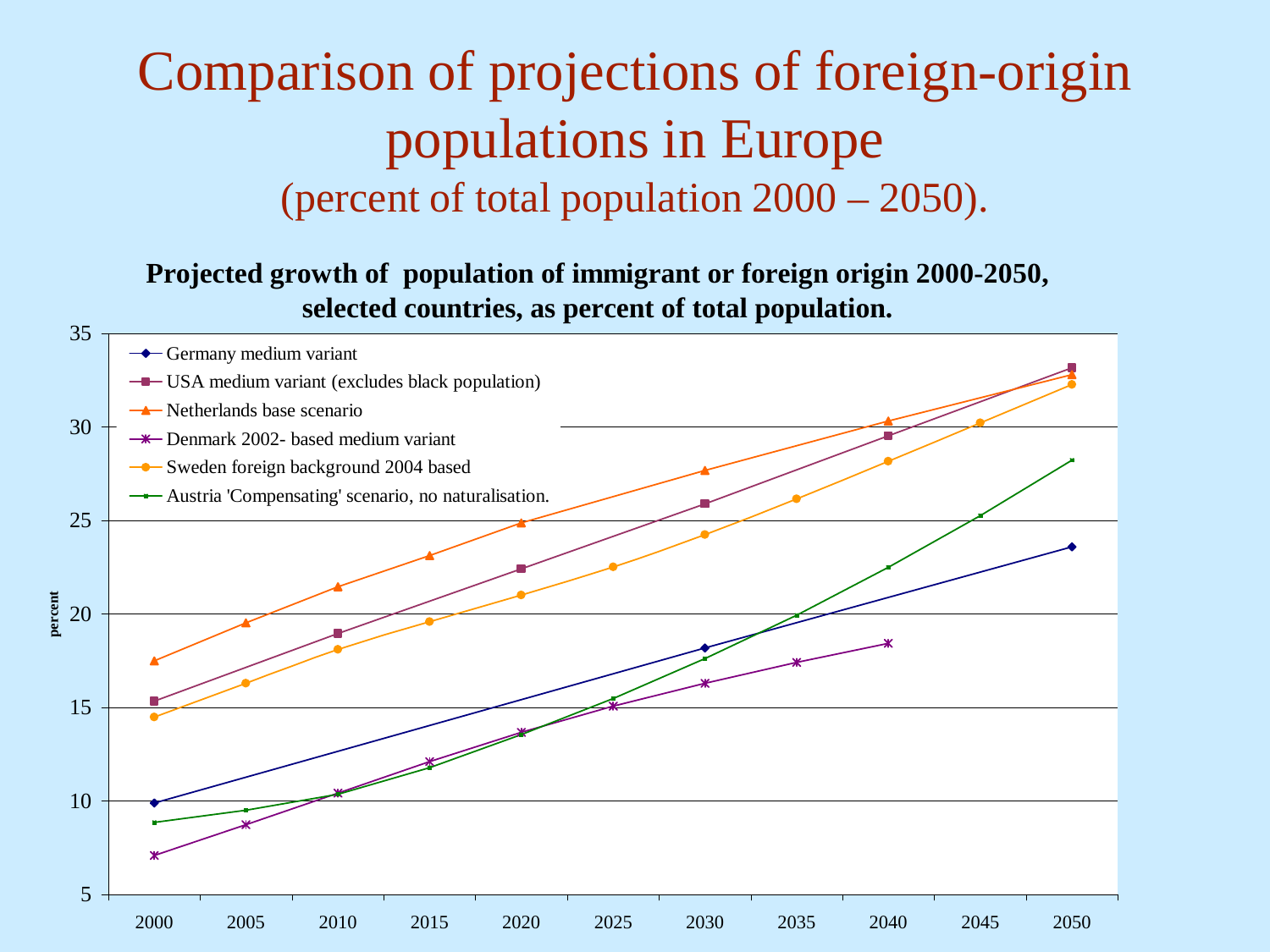# Comparison of projections of foreign-origin populations in Europe

## (percent of total population 2000 – 2050).

**Projected growth of population of immigrant or foreign origin 2000-2050, selected countries, as percent of total population.**

- Germany medium variant
- USA medium variant (excludes black population)
- Netherlands base scenario
- Denmark 2002- based medium variant
- Sweden foreign background 2004 based
- Austria 'Compensating' scenario, no naturalisation.

percent

2000 2005 2010 2015 2020 2025 2030 2035 2040 2045 2050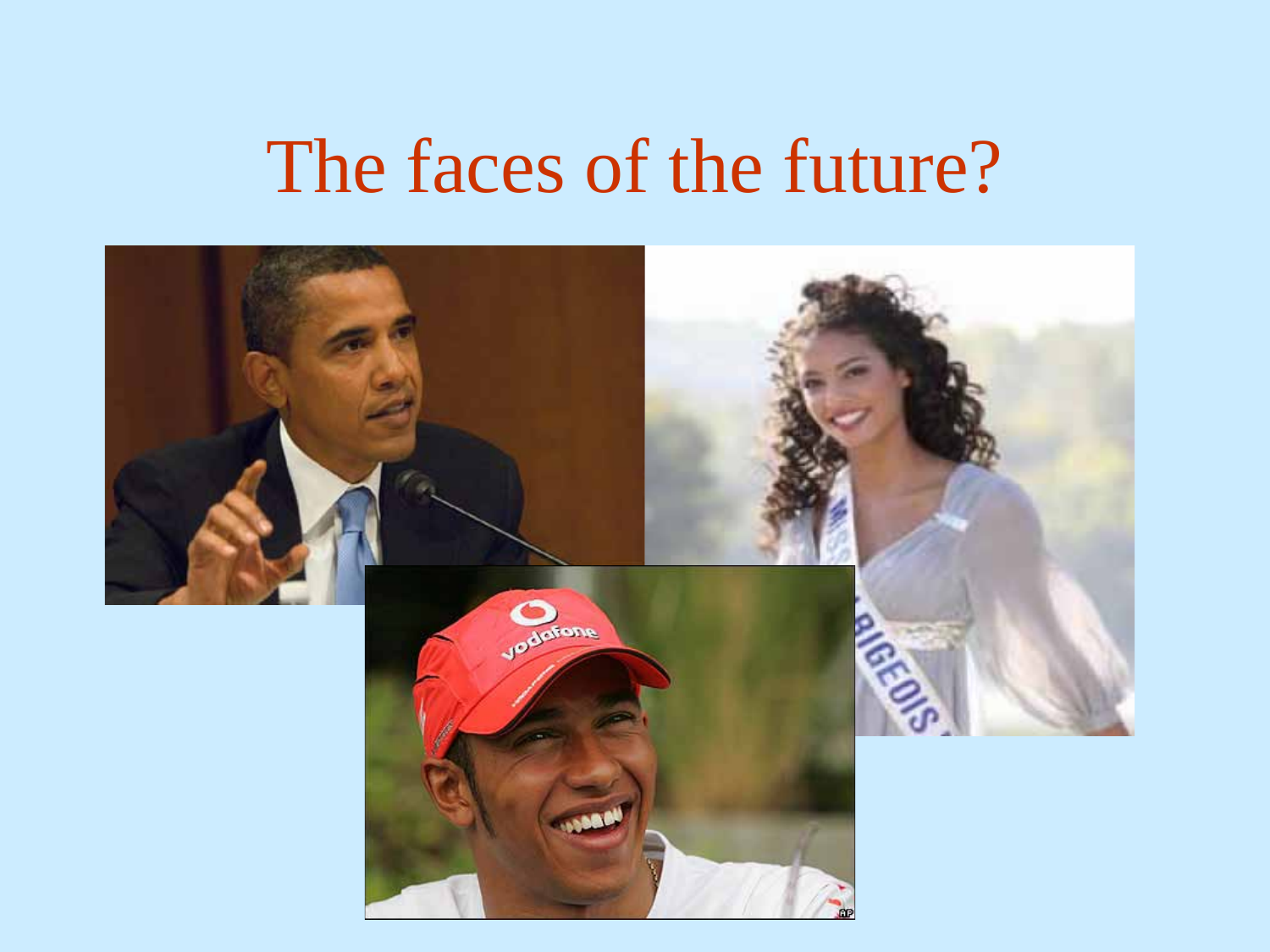# The faces of the future?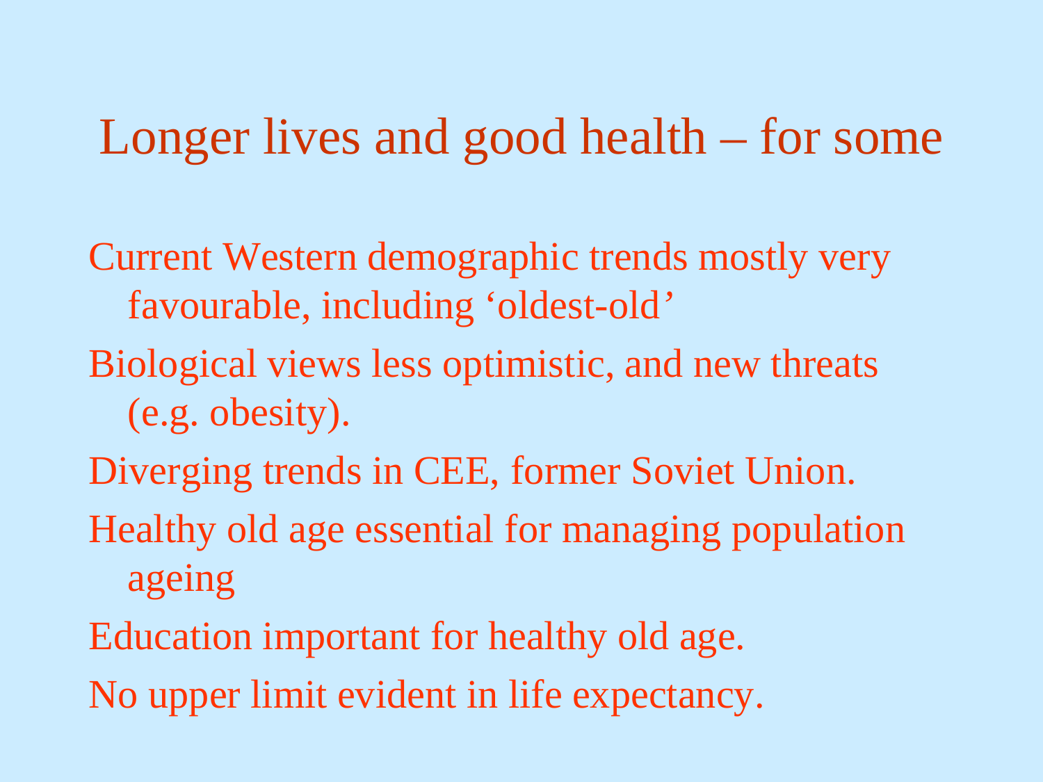# Longer lives and good health – for some

- Current Western demographic trends mostly very favourable, including 'oldest-old'
- Biological views less optimistic, and new threats (e.g. obesity).
- Diverging trends in CEE, former Soviet Union.
- Healthy old age essential for managing population ageing
- Education important for healthy old age.
- No upper limit evident in life expectancy.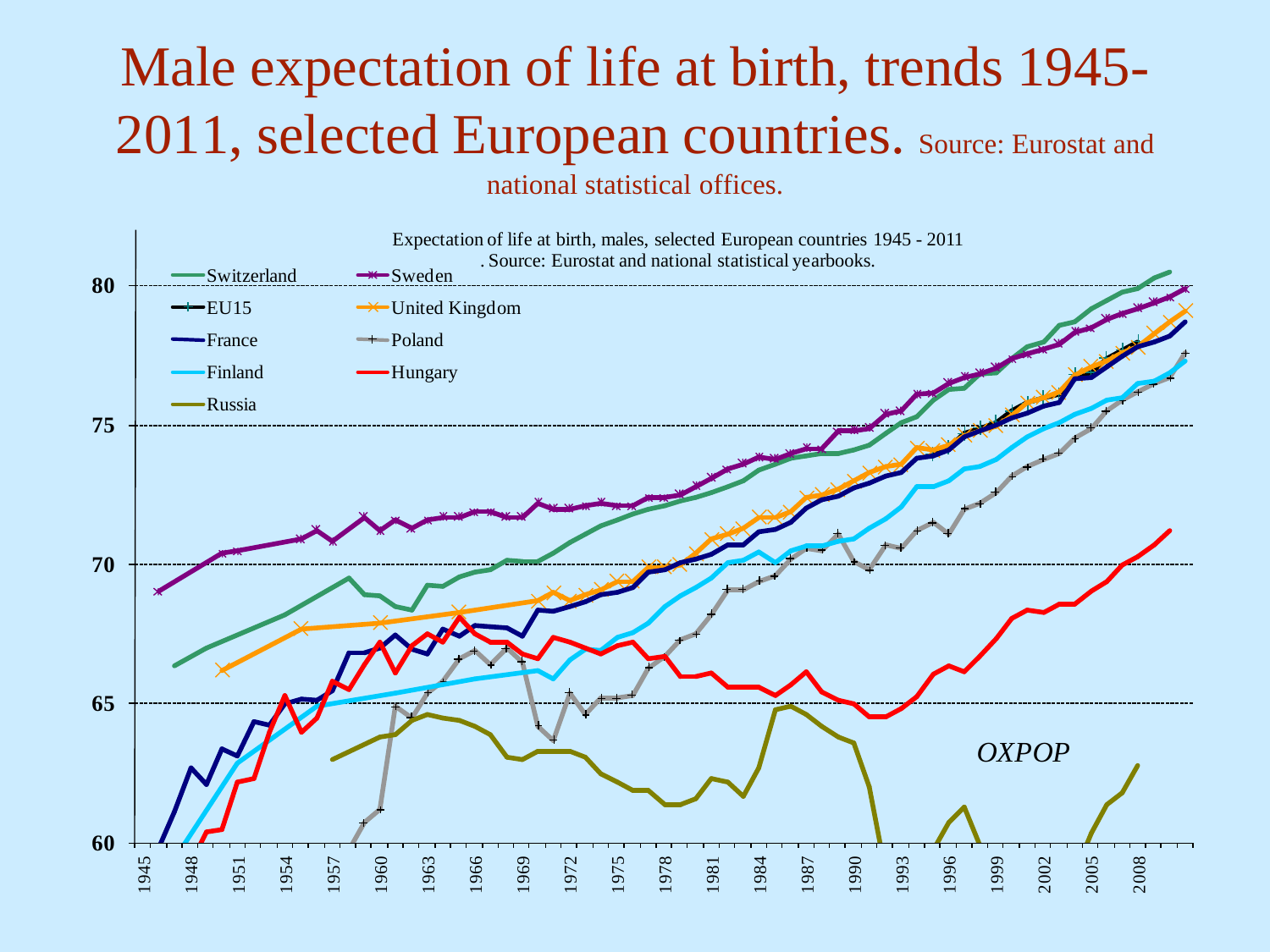# Male expectation of life at birth, trends 1945-2011, selected European countries. Source: Eurostat and national statistical offices.

Expectation of life at birth, males, selected European countries 1945 - 2011. Source: Eurostat and national statistical yearbooks.

Legend: Switzerland, Sweden, EU15, United Kingdom, France, Poland, Finland, Hungary, Russia

*OXPOP*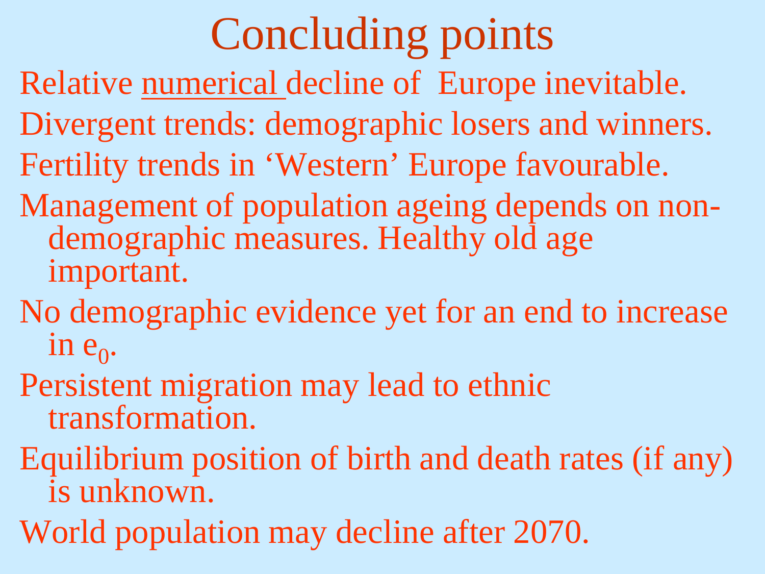# Concluding points

- Relative <u>numerical</u> decline of Europe inevitable.
- Divergent trends: demographic losers and winners.
- Fertility trends in 'Western' Europe favourable.
- Management of population ageing depends on non-demographic measures. Healthy old age important.
- No demographic evidence yet for an end to increase in $e_0$.
- Persistent migration may lead to ethnic transformation.
- Equilibrium position of birth and death rates (if any) is unknown.
- World population may decline after 2070.